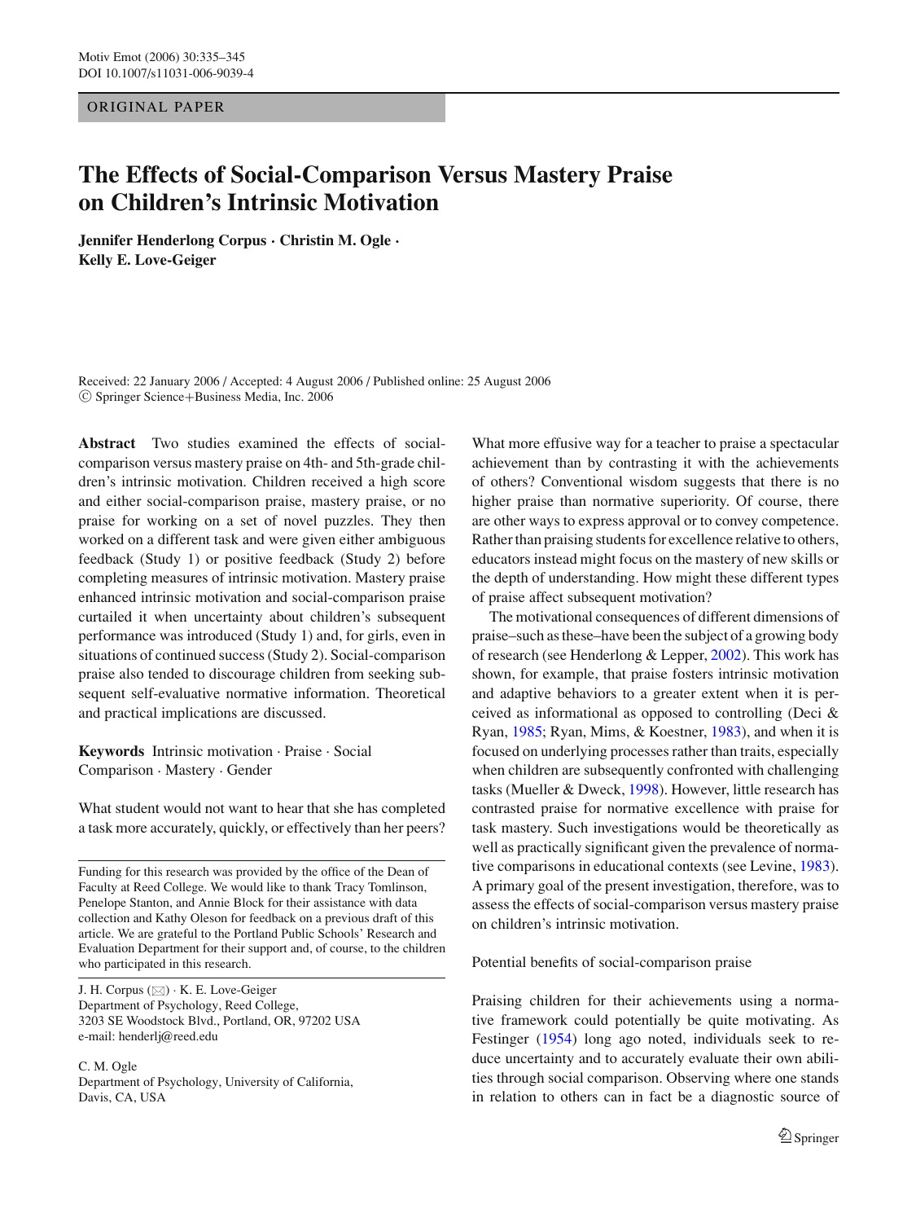ORIGINAL PAPER

# The Effects of Social-Comparison Versus Mastery Praise on Children's Intrinsic Motivation

**Jennifer Henderlong Corpus · Christin M. Ogle · Kelly E. Love-Geiger**

Received: 22 January 2006 / Accepted: 4 August 2006 / Published online: 25 August 2006
© Springer Science+Business Media, Inc. 2006

**Abstract** Two studies examined the effects of social-comparison versus mastery praise on 4th- and 5th-grade children's intrinsic motivation. Children received a high score and either social-comparison praise, mastery praise, or no praise for working on a set of novel puzzles. They then worked on a different task and were given either ambiguous feedback (Study 1) or positive feedback (Study 2) before completing measures of intrinsic motivation. Mastery praise enhanced intrinsic motivation and social-comparison praise curtailed it when uncertainty about children's subsequent performance was introduced (Study 1) and, for girls, even in situations of continued success (Study 2). Social-comparison praise also tended to discourage children from seeking subsequent self-evaluative normative information. Theoretical and practical implications are discussed.

**Keywords** Intrinsic motivation · Praise · Social Comparison · Mastery · Gender

What student would not want to hear that she has completed a task more accurately, quickly, or effectively than her peers? What more effusive way for a teacher to praise a spectacular achievement than by contrasting it with the achievements of others? Conventional wisdom suggests that there is no higher praise than normative superiority. Of course, there are other ways to express approval or to convey competence. Rather than praising students for excellence relative to others, educators instead might focus on the mastery of new skills or the depth of understanding. How might these different types of praise affect subsequent motivation?

The motivational consequences of different dimensions of praise–such as these–have been the subject of a growing body of research (see Henderlong & Lepper, 2002). This work has shown, for example, that praise fosters intrinsic motivation and adaptive behaviors to a greater extent when it is perceived as informational as opposed to controlling (Deci & Ryan, 1985; Ryan, Mims, & Koestner, 1983), and when it is focused on underlying processes rather than traits, especially when children are subsequently confronted with challenging tasks (Mueller & Dweck, 1998). However, little research has contrasted praise for normative excellence with praise for task mastery. Such investigations would be theoretically as well as practically significant given the prevalence of normative comparisons in educational contexts (see Levine, 1983). A primary goal of the present investigation, therefore, was to assess the effects of social-comparison versus mastery praise on children's intrinsic motivation.

## Potential benefits of social-comparison praise

Praising children for their achievements using a normative framework could potentially be quite motivating. As Festinger (1954) long ago noted, individuals seek to reduce uncertainty and to accurately evaluate their own abilities through social comparison. Observing where one stands in relation to others can in fact be a diagnostic source of

---

Funding for this research was provided by the office of the Dean of Faculty at Reed College. We would like to thank Tracy Tomlinson, Penelope Stanton, and Annie Block for their assistance with data collection and Kathy Oleson for feedback on a previous draft of this article. We are grateful to the Portland Public Schools' Research and Evaluation Department for their support and, of course, to the children who participated in this research.

J. H. Corpus (✉) · K. E. Love-Geiger
Department of Psychology, Reed College,
3203 SE Woodstock Blvd., Portland, OR, 97202 USA
e-mail: henderlj@reed.edu

C. M. Ogle
Department of Psychology, University of California,
Davis, CA, USA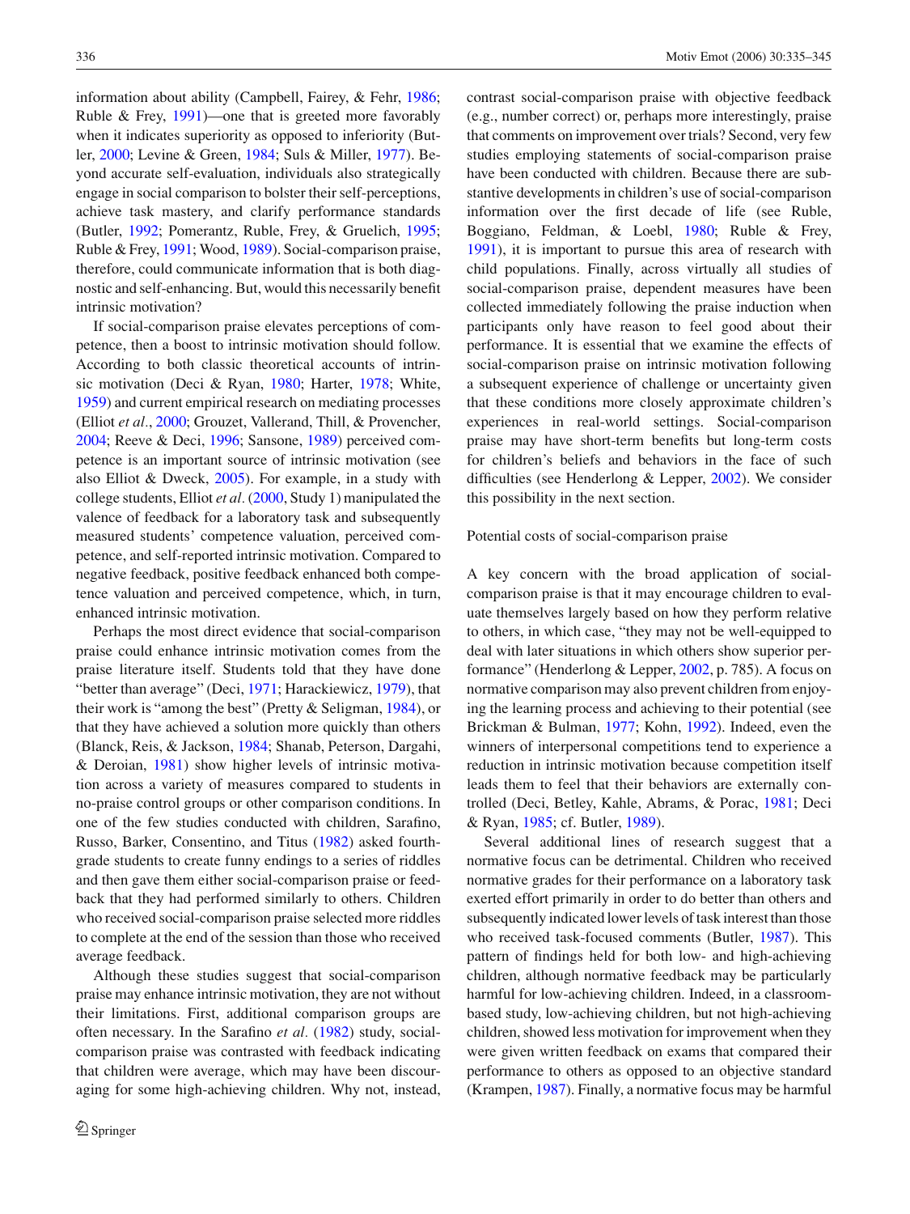information about ability (Campbell, Fairey, & Fehr, 1986; Ruble & Frey, 1991)—one that is greeted more favorably when it indicates superiority as opposed to inferiority (Butler, 2000; Levine & Green, 1984; Suls & Miller, 1977). Beyond accurate self-evaluation, individuals also strategically engage in social comparison to bolster their self-perceptions, achieve task mastery, and clarify performance standards (Butler, 1992; Pomerantz, Ruble, Frey, & Gruelich, 1995; Ruble & Frey, 1991; Wood, 1989). Social-comparison praise, therefore, could communicate information that is both diagnostic and self-enhancing. But, would this necessarily benefit intrinsic motivation?

If social-comparison praise elevates perceptions of competence, then a boost to intrinsic motivation should follow. According to both classic theoretical accounts of intrinsic motivation (Deci & Ryan, 1980; Harter, 1978; White, 1959) and current empirical research on mediating processes (Elliot *et al.*, 2000; Grouzet, Vallerand, Thill, & Provencher, 2004; Reeve & Deci, 1996; Sansone, 1989) perceived competence is an important source of intrinsic motivation (see also Elliot & Dweck, 2005). For example, in a study with college students, Elliot *et al.* (2000, Study 1) manipulated the valence of feedback for a laboratory task and subsequently measured students' competence valuation, perceived competence, and self-reported intrinsic motivation. Compared to negative feedback, positive feedback enhanced both competence valuation and perceived competence, which, in turn, enhanced intrinsic motivation.

Perhaps the most direct evidence that social-comparison praise could enhance intrinsic motivation comes from the praise literature itself. Students told that they have done "better than average" (Deci, 1971; Harackiewicz, 1979), that their work is "among the best" (Pretty & Seligman, 1984), or that they have achieved a solution more quickly than others (Blanck, Reis, & Jackson, 1984; Shanab, Peterson, Dargahi, & Deroian, 1981) show higher levels of intrinsic motivation across a variety of measures compared to students in no-praise control groups or other comparison conditions. In one of the few studies conducted with children, Sarafino, Russo, Barker, Consentino, and Titus (1982) asked fourth-grade students to create funny endings to a series of riddles and then gave them either social-comparison praise or feedback that they had performed similarly to others. Children who received social-comparison praise selected more riddles to complete at the end of the session than those who received average feedback.

Although these studies suggest that social-comparison praise may enhance intrinsic motivation, they are not without their limitations. First, additional comparison groups are often necessary. In the Sarafino *et al.* (1982) study, social-comparison praise was contrasted with feedback indicating that children were average, which may have been discouraging for some high-achieving children. Why not, instead, contrast social-comparison praise with objective feedback (e.g., number correct) or, perhaps more interestingly, praise that comments on improvement over trials? Second, very few studies employing statements of social-comparison praise have been conducted with children. Because there are substantive developments in children's use of social-comparison information over the first decade of life (see Ruble, Boggiano, Feldman, & Loebl, 1980; Ruble & Frey, 1991), it is important to pursue this area of research with child populations. Finally, across virtually all studies of social-comparison praise, dependent measures have been collected immediately following the praise induction when participants only have reason to feel good about their performance. It is essential that we examine the effects of social-comparison praise on intrinsic motivation following a subsequent experience of challenge or uncertainty given that these conditions more closely approximate children's experiences in real-world settings. Social-comparison praise may have short-term benefits but long-term costs for children's beliefs and behaviors in the face of such difficulties (see Henderlong & Lepper, 2002). We consider this possibility in the next section.

## Potential costs of social-comparison praise

A key concern with the broad application of social-comparison praise is that it may encourage children to evaluate themselves largely based on how they perform relative to others, in which case, "they may not be well-equipped to deal with later situations in which others show superior performance" (Henderlong & Lepper, 2002, p. 785). A focus on normative comparison may also prevent children from enjoying the learning process and achieving to their potential (see Brickman & Bulman, 1977; Kohn, 1992). Indeed, even the winners of interpersonal competitions tend to experience a reduction in intrinsic motivation because competition itself leads them to feel that their behaviors are externally controlled (Deci, Betley, Kahle, Abrams, & Porac, 1981; Deci & Ryan, 1985; cf. Butler, 1989).

Several additional lines of research suggest that a normative focus can be detrimental. Children who received normative grades for their performance on a laboratory task exerted effort primarily in order to do better than others and subsequently indicated lower levels of task interest than those who received task-focused comments (Butler, 1987). This pattern of findings held for both low- and high-achieving children, although normative feedback may be particularly harmful for low-achieving children. Indeed, in a classroom-based study, low-achieving children, but not high-achieving children, showed less motivation for improvement when they were given written feedback on exams that compared their performance to others as opposed to an objective standard (Krampen, 1987). Finally, a normative focus may be harmful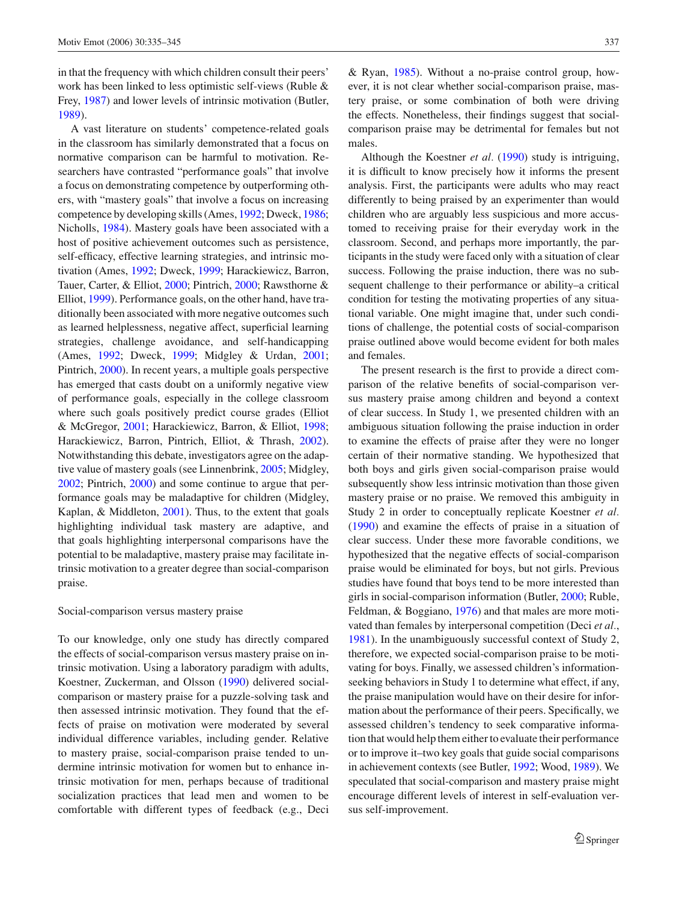in that the frequency with which children consult their peers' work has been linked to less optimistic self-views (Ruble & Frey, 1987) and lower levels of intrinsic motivation (Butler, 1989).

A vast literature on students' competence-related goals in the classroom has similarly demonstrated that a focus on normative comparison can be harmful to motivation. Researchers have contrasted "performance goals" that involve a focus on demonstrating competence by outperforming others, with "mastery goals" that involve a focus on increasing competence by developing skills (Ames, 1992; Dweck, 1986; Nicholls, 1984). Mastery goals have been associated with a host of positive achievement outcomes such as persistence, self-efficacy, effective learning strategies, and intrinsic motivation (Ames, 1992; Dweck, 1999; Harackiewicz, Barron, Tauer, Carter, & Elliot, 2000; Pintrich, 2000; Rawsthorne & Elliot, 1999). Performance goals, on the other hand, have traditionally been associated with more negative outcomes such as learned helplessness, negative affect, superficial learning strategies, challenge avoidance, and self-handicapping (Ames, 1992; Dweck, 1999; Midgley & Urdan, 2001; Pintrich, 2000). In recent years, a multiple goals perspective has emerged that casts doubt on a uniformly negative view of performance goals, especially in the college classroom where such goals positively predict course grades (Elliot & McGregor, 2001; Harackiewicz, Barron, & Elliot, 1998; Harackiewicz, Barron, Pintrich, Elliot, & Thrash, 2002). Notwithstanding this debate, investigators agree on the adaptive value of mastery goals (see Linnenbrink, 2005; Midgley, 2002; Pintrich, 2000) and some continue to argue that performance goals may be maladaptive for children (Midgley, Kaplan, & Middleton, 2001). Thus, to the extent that goals highlighting individual task mastery are adaptive, and that goals highlighting interpersonal comparisons have the potential to be maladaptive, mastery praise may facilitate intrinsic motivation to a greater degree than social-comparison praise.

## Social-comparison versus mastery praise

To our knowledge, only one study has directly compared the effects of social-comparison versus mastery praise on intrinsic motivation. Using a laboratory paradigm with adults, Koestner, Zuckerman, and Olsson (1990) delivered social-comparison or mastery praise for a puzzle-solving task and then assessed intrinsic motivation. They found that the effects of praise on motivation were moderated by several individual difference variables, including gender. Relative to mastery praise, social-comparison praise tended to undermine intrinsic motivation for women but to enhance intrinsic motivation for men, perhaps because of traditional socialization practices that lead men and women to be comfortable with different types of feedback (e.g., Deci & Ryan, 1985). Without a no-praise control group, however, it is not clear whether social-comparison praise, mastery praise, or some combination of both were driving the effects. Nonetheless, their findings suggest that social-comparison praise may be detrimental for females but not males.

Although the Koestner *et al.* (1990) study is intriguing, it is difficult to know precisely how it informs the present analysis. First, the participants were adults who may react differently to being praised by an experimenter than would children who are arguably less suspicious and more accustomed to receiving praise for their everyday work in the classroom. Second, and perhaps more importantly, the participants in the study were faced only with a situation of clear success. Following the praise induction, there was no subsequent challenge to their performance or ability–a critical condition for testing the motivating properties of any situational variable. One might imagine that, under such conditions of challenge, the potential costs of social-comparison praise outlined above would become evident for both males and females.

The present research is the first to provide a direct comparison of the relative benefits of social-comparison versus mastery praise among children and beyond a context of clear success. In Study 1, we presented children with an ambiguous situation following the praise induction in order to examine the effects of praise after they were no longer certain of their normative standing. We hypothesized that both boys and girls given social-comparison praise would subsequently show less intrinsic motivation than those given mastery praise or no praise. We removed this ambiguity in Study 2 in order to conceptually replicate Koestner *et al.* (1990) and examine the effects of praise in a situation of clear success. Under these more favorable conditions, we hypothesized that the negative effects of social-comparison praise would be eliminated for boys, but not girls. Previous studies have found that boys tend to be more interested than girls in social-comparison information (Butler, 2000; Ruble, Feldman, & Boggiano, 1976) and that males are more motivated than females by interpersonal competition (Deci *et al.*, 1981). In the unambiguously successful context of Study 2, therefore, we expected social-comparison praise to be motivating for boys. Finally, we assessed children's information-seeking behaviors in Study 1 to determine what effect, if any, the praise manipulation would have on their desire for information about the performance of their peers. Specifically, we assessed children's tendency to seek comparative information that would help them either to evaluate their performance or to improve it–two key goals that guide social comparisons in achievement contexts (see Butler, 1992; Wood, 1989). We speculated that social-comparison and mastery praise might encourage different levels of interest in self-evaluation versus self-improvement.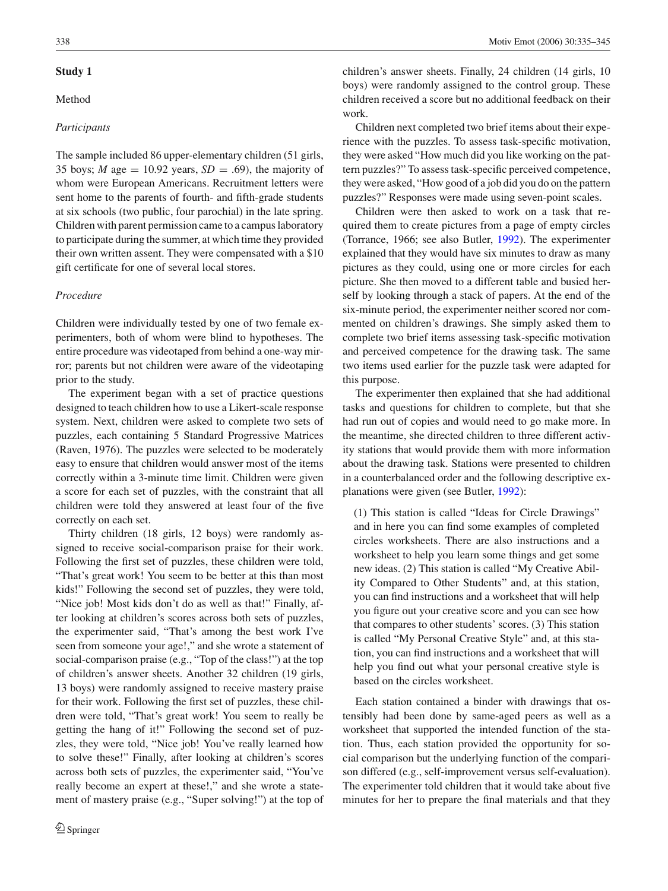## Study 1

Method

### *Participants*

The sample included 86 upper-elementary children (51 girls, 35 boys; *M* age = 10.92 years, *SD* = .69), the majority of whom were European Americans. Recruitment letters were sent home to the parents of fourth- and fifth-grade students at six schools (two public, four parochial) in the late spring. Children with parent permission came to a campus laboratory to participate during the summer, at which time they provided their own written assent. They were compensated with a $10 gift certificate for one of several local stores.

### *Procedure*

Children were individually tested by one of two female experimenters, both of whom were blind to hypotheses. The entire procedure was videotaped from behind a one-way mirror; parents but not children were aware of the videotaping prior to the study.

The experiment began with a set of practice questions designed to teach children how to use a Likert-scale response system. Next, children were asked to complete two sets of puzzles, each containing 5 Standard Progressive Matrices (Raven, 1976). The puzzles were selected to be moderately easy to ensure that children would answer most of the items correctly within a 3-minute time limit. Children were given a score for each set of puzzles, with the constraint that all children were told they answered at least four of the five correctly on each set.

Thirty children (18 girls, 12 boys) were randomly assigned to receive social-comparison praise for their work. Following the first set of puzzles, these children were told, "That's great work! You seem to be better at this than most kids!" Following the second set of puzzles, they were told, "Nice job! Most kids don't do as well as that!" Finally, after looking at children's scores across both sets of puzzles, the experimenter said, "That's among the best work I've seen from someone your age!," and she wrote a statement of social-comparison praise (e.g., "Top of the class!") at the top of children's answer sheets. Another 32 children (19 girls, 13 boys) were randomly assigned to receive mastery praise for their work. Following the first set of puzzles, these children were told, "That's great work! You seem to really be getting the hang of it!" Following the second set of puzzles, they were told, "Nice job! You've really learned how to solve these!" Finally, after looking at children's scores across both sets of puzzles, the experimenter said, "You've really become an expert at these!," and she wrote a statement of mastery praise (e.g., "Super solving!") at the top of children's answer sheets. Finally, 24 children (14 girls, 10 boys) were randomly assigned to the control group. These children received a score but no additional feedback on their work.

Children next completed two brief items about their experience with the puzzles. To assess task-specific motivation, they were asked "How much did you like working on the pattern puzzles?" To assess task-specific perceived competence, they were asked, "How good of a job did you do on the pattern puzzles?" Responses were made using seven-point scales.

Children were then asked to work on a task that required them to create pictures from a page of empty circles (Torrance, 1966; see also Butler, 1992). The experimenter explained that they would have six minutes to draw as many pictures as they could, using one or more circles for each picture. She then moved to a different table and busied herself by looking through a stack of papers. At the end of the six-minute period, the experimenter neither scored nor commented on children's drawings. She simply asked them to complete two brief items assessing task-specific motivation and perceived competence for the drawing task. The same two items used earlier for the puzzle task were adapted for this purpose.

The experimenter then explained that she had additional tasks and questions for children to complete, but that she had run out of copies and would need to go make more. In the meantime, she directed children to three different activity stations that would provide them with more information about the drawing task. Stations were presented to children in a counterbalanced order and the following descriptive explanations were given (see Butler, 1992):

> (1) This station is called "Ideas for Circle Drawings" and in here you can find some examples of completed circles worksheets. There are also instructions and a worksheet to help you learn some things and get some new ideas. (2) This station is called "My Creative Ability Compared to Other Students" and, at this station, you can find instructions and a worksheet that will help you figure out your creative score and you can see how that compares to other students' scores. (3) This station is called "My Personal Creative Style" and, at this station, you can find instructions and a worksheet that will help you find out what your personal creative style is based on the circles worksheet.

Each station contained a binder with drawings that ostensibly had been done by same-aged peers as well as a worksheet that supported the intended function of the station. Thus, each station provided the opportunity for social comparison but the underlying function of the comparison differed (e.g., self-improvement versus self-evaluation). The experimenter told children that it would take about five minutes for her to prepare the final materials and that they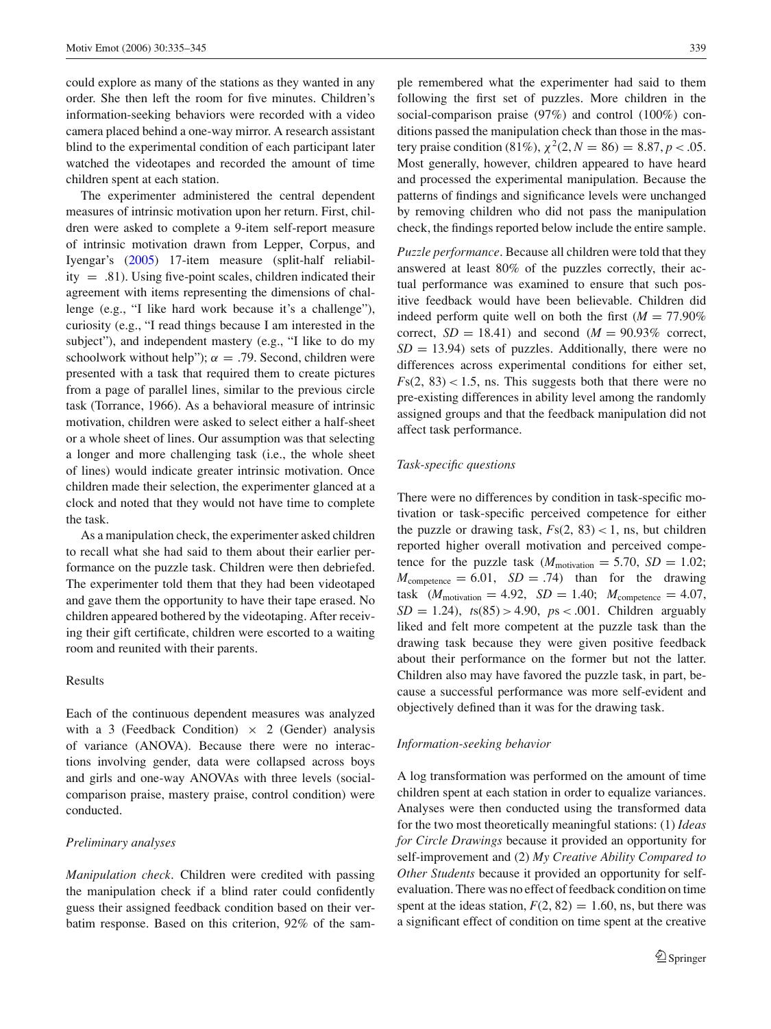could explore as many of the stations as they wanted in any order. She then left the room for five minutes. Children's information-seeking behaviors were recorded with a video camera placed behind a one-way mirror. A research assistant blind to the experimental condition of each participant later watched the videotapes and recorded the amount of time children spent at each station.

The experimenter administered the central dependent measures of intrinsic motivation upon her return. First, children were asked to complete a 9-item self-report measure of intrinsic motivation drawn from Lepper, Corpus, and Iyengar's (2005) 17-item measure (split-half reliability = .81). Using five-point scales, children indicated their agreement with items representing the dimensions of challenge (e.g., "I like hard work because it's a challenge"), curiosity (e.g., "I read things because I am interested in the subject"), and independent mastery (e.g., "I like to do my schoolwork without help"); $\alpha = .79$. Second, children were presented with a task that required them to create pictures from a page of parallel lines, similar to the previous circle task (Torrance, 1966). As a behavioral measure of intrinsic motivation, children were asked to select either a half-sheet or a whole sheet of lines. Our assumption was that selecting a longer and more challenging task (i.e., the whole sheet of lines) would indicate greater intrinsic motivation. Once children made their selection, the experimenter glanced at a clock and noted that they would not have time to complete the task.

As a manipulation check, the experimenter asked children to recall what she had said to them about their earlier performance on the puzzle task. Children were then debriefed. The experimenter told them that they had been videotaped and gave them the opportunity to have their tape erased. No children appeared bothered by the videotaping. After receiving their gift certificate, children were escorted to a waiting room and reunited with their parents.

## Results

Each of the continuous dependent measures was analyzed with a 3 (Feedback Condition) × 2 (Gender) analysis of variance (ANOVA). Because there were no interactions involving gender, data were collapsed across boys and girls and one-way ANOVAs with three levels (social-comparison praise, mastery praise, control condition) were conducted.

### *Preliminary analyses*

*Manipulation check*. Children were credited with passing the manipulation check if a blind rater could confidently guess their assigned feedback condition based on their verbatim response. Based on this criterion, 92% of the sample remembered what the experimenter had said to them following the first set of puzzles. More children in the social-comparison praise (97%) and control (100%) conditions passed the manipulation check than those in the mastery praise condition (81%), $\chi^2(2, N = 86) = 8.87, p < .05$. Most generally, however, children appeared to have heard and processed the experimental manipulation. Because the patterns of findings and significance levels were unchanged by removing children who did not pass the manipulation check, the findings reported below include the entire sample.

*Puzzle performance*. Because all children were told that they answered at least 80% of the puzzles correctly, their actual performance was examined to ensure that such positive feedback would have been believable. Children did indeed perform quite well on both the first ($M = 77.90\%$ correct, $SD = 18.41$) and second ($M = 90.93\%$ correct, $SD = 13.94$) sets of puzzles. Additionally, there were no differences across experimental conditions for either set, $Fs(2, 83) < 1.5$, ns. This suggests both that there were no pre-existing differences in ability level among the randomly assigned groups and that the feedback manipulation did not affect task performance.

### *Task-specific questions*

There were no differences by condition in task-specific motivation or task-specific perceived competence for either the puzzle or drawing task, $Fs(2, 83) < 1$, ns, but children reported higher overall motivation and perceived competence for the puzzle task ($M_{\text{motivation}} = 5.70$, $SD = 1.02$; $M_{\text{competence}} = 6.01$, $SD = .74$) than for the drawing task ($M_{\text{motivation}} = 4.92$, $SD = 1.40$; $M_{\text{competence}} = 4.07$, $SD = 1.24$), $ts(85) > 4.90$, $ps < .001$. Children arguably liked and felt more competent at the puzzle task than the drawing task because they were given positive feedback about their performance on the former but not the latter. Children also may have favored the puzzle task, in part, because a successful performance was more self-evident and objectively defined than it was for the drawing task.

### *Information-seeking behavior*

A log transformation was performed on the amount of time children spent at each station in order to equalize variances. Analyses were then conducted using the transformed data for the two most theoretically meaningful stations: (1) *Ideas for Circle Drawings* because it provided an opportunity for self-improvement and (2) *My Creative Ability Compared to Other Students* because it provided an opportunity for self-evaluation. There was no effect of feedback condition on time spent at the ideas station, $F(2, 82) = 1.60$, ns, but there was a significant effect of condition on time spent at the creative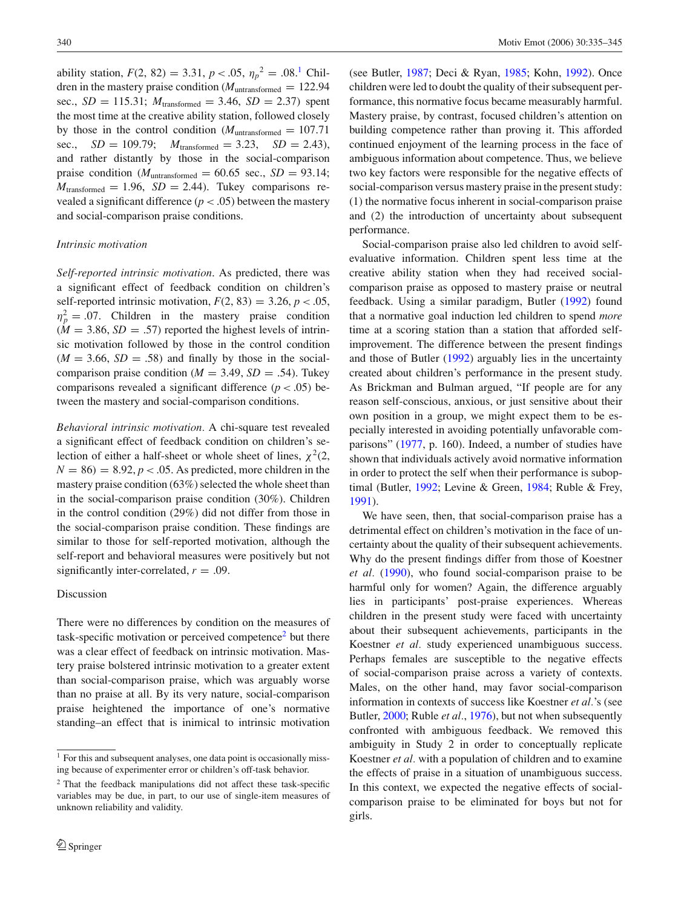ability station, $F(2, 82) = 3.31$, $p < .05$, $\eta_p{}^2 = .08$.[1] Children in the mastery praise condition ($M_{\text{untransformed}} = 122.94$ sec., $SD = 115.31$; $M_{\text{transformed}} = 3.46$, $SD = 2.37$) spent the most time at the creative ability station, followed closely by those in the control condition ($M_{\text{untransformed}} = 107.71$ sec., $SD = 109.79$; $M_{\text{transformed}} = 3.23$, $SD = 2.43$), and rather distantly by those in the social-comparison praise condition ($M_{\text{untransformed}} = 60.65$ sec., $SD = 93.14$; $M_{\text{transformed}} = 1.96$, $SD = 2.44$). Tukey comparisons revealed a significant difference ($p < .05$) between the mastery and social-comparison praise conditions.

### *Intrinsic motivation*

*Self-reported intrinsic motivation.* As predicted, there was a significant effect of feedback condition on children's self-reported intrinsic motivation, $F(2, 83) = 3.26$, $p < .05$, $\eta_p^2 = .07$. Children in the mastery praise condition ($M = 3.86$, $SD = .57$) reported the highest levels of intrinsic motivation followed by those in the control condition ($M = 3.66$, $SD = .58$) and finally by those in the social-comparison praise condition ($M = 3.49$, $SD = .54$). Tukey comparisons revealed a significant difference ($p < .05$) between the mastery and social-comparison conditions.

*Behavioral intrinsic motivation.* A chi-square test revealed a significant effect of feedback condition on children's selection of either a half-sheet or whole sheet of lines, $\chi^2(2, N = 86) = 8.92$, $p < .05$. As predicted, more children in the mastery praise condition (63%) selected the whole sheet than in the social-comparison praise condition (30%). Children in the control condition (29%) did not differ from those in the social-comparison praise condition. These findings are similar to those for self-reported motivation, although the self-report and behavioral measures were positively but not significantly inter-correlated, $r = .09$.

## Discussion

There were no differences by condition on the measures of task-specific motivation or perceived competence[2] but there was a clear effect of feedback on intrinsic motivation. Mastery praise bolstered intrinsic motivation to a greater extent than social-comparison praise, which was arguably worse than no praise at all. By its very nature, social-comparison praise heightened the importance of one's normative standing–an effect that is inimical to intrinsic motivation (see Butler, 1987; Deci & Ryan, 1985; Kohn, 1992). Once children were led to doubt the quality of their subsequent performance, this normative focus became measurably harmful. Mastery praise, by contrast, focused children's attention on building competence rather than proving it. This afforded continued enjoyment of the learning process in the face of ambiguous information about competence. Thus, we believe two key factors were responsible for the negative effects of social-comparison versus mastery praise in the present study: (1) the normative focus inherent in social-comparison praise and (2) the introduction of uncertainty about subsequent performance.

Social-comparison praise also led children to avoid self-evaluative information. Children spent less time at the creative ability station when they had received social-comparison praise as opposed to mastery praise or neutral feedback. Using a similar paradigm, Butler (1992) found that a normative goal induction led children to spend *more* time at a scoring station than a station that afforded self-improvement. The difference between the present findings and those of Butler (1992) arguably lies in the uncertainty created about children's performance in the present study. As Brickman and Bulman argued, "If people are for any reason self-conscious, anxious, or just sensitive about their own position in a group, we might expect them to be especially interested in avoiding potentially unfavorable comparisons" (1977, p. 160). Indeed, a number of studies have shown that individuals actively avoid normative information in order to protect the self when their performance is suboptimal (Butler, 1992; Levine & Green, 1984; Ruble & Frey, 1991).

We have seen, then, that social-comparison praise has a detrimental effect on children's motivation in the face of uncertainty about the quality of their subsequent achievements. Why do the present findings differ from those of Koestner *et al.* (1990), who found social-comparison praise to be harmful only for women? Again, the difference arguably lies in participants' post-praise experiences. Whereas children in the present study were faced with uncertainty about their subsequent achievements, participants in the Koestner *et al.* study experienced unambiguous success. Perhaps females are susceptible to the negative effects of social-comparison praise across a variety of contexts. Males, on the other hand, may favor social-comparison information in contexts of success like Koestner *et al.*'s (see Butler, 2000; Ruble *et al.*, 1976), but not when subsequently confronted with ambiguous feedback. We removed this ambiguity in Study 2 in order to conceptually replicate Koestner *et al.* with a population of children and to examine the effects of praise in a situation of unambiguous success. In this context, we expected the negative effects of social-comparison praise to be eliminated for boys but not for girls.

---

[1] For this and subsequent analyses, one data point is occasionally missing because of experimenter error or children's off-task behavior.

[2] That the feedback manipulations did not affect these task-specific variables may be due, in part, to our use of single-item measures of unknown reliability and validity.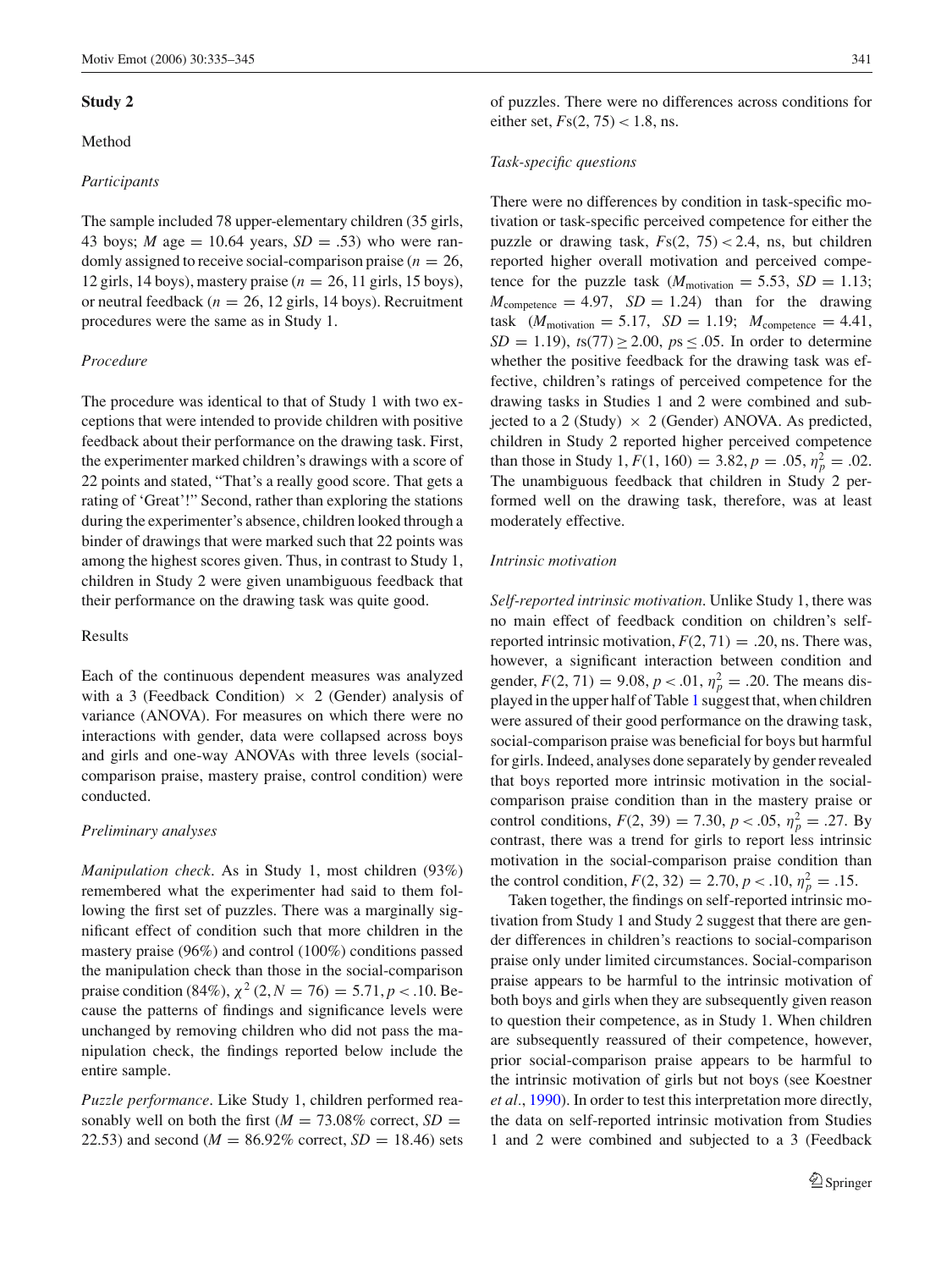## Study 2

### Method

#### *Participants*

The sample included 78 upper-elementary children (35 girls, 43 boys; $M$ age $= 10.64$ years, $SD = .53$) who were randomly assigned to receive social-comparison praise ($n = 26$, 12 girls, 14 boys), mastery praise ($n = 26$, 11 girls, 15 boys), or neutral feedback ($n = 26$, 12 girls, 14 boys). Recruitment procedures were the same as in Study 1.

#### *Procedure*

The procedure was identical to that of Study 1 with two exceptions that were intended to provide children with positive feedback about their performance on the drawing task. First, the experimenter marked children's drawings with a score of 22 points and stated, "That's a really good score. That gets a rating of 'Great'!" Second, rather than exploring the stations during the experimenter's absence, children looked through a binder of drawings that were marked such that 22 points was among the highest scores given. Thus, in contrast to Study 1, children in Study 2 were given unambiguous feedback that their performance on the drawing task was quite good.

### Results

Each of the continuous dependent measures was analyzed with a 3 (Feedback Condition) × 2 (Gender) analysis of variance (ANOVA). For measures on which there were no interactions with gender, data were collapsed across boys and girls and one-way ANOVAs with three levels (social-comparison praise, mastery praise, control condition) were conducted.

#### *Preliminary analyses*

*Manipulation check*. As in Study 1, most children (93%) remembered what the experimenter had said to them following the first set of puzzles. There was a marginally significant effect of condition such that more children in the mastery praise (96%) and control (100%) conditions passed the manipulation check than those in the social-comparison praise condition (84%), $\chi^2\,(2, N = 76) = 5.71, p < .10$. Because the patterns of findings and significance levels were unchanged by removing children who did not pass the manipulation check, the findings reported below include the entire sample.

*Puzzle performance*. Like Study 1, children performed reasonably well on both the first ($M = 73.08\%$ correct, $SD = 22.53$) and second ($M = 86.92\%$ correct, $SD = 18.46$) sets of puzzles. There were no differences across conditions for either set, $Fs(2, 75) < 1.8$, ns.

#### *Task-specific questions*

There were no differences by condition in task-specific motivation or task-specific perceived competence for either the puzzle or drawing task, $Fs(2, 75) < 2.4$, ns, but children reported higher overall motivation and perceived competence for the puzzle task ($M_{\text{motivation}} = 5.53$, $SD = 1.13$; $M_{\text{competence}} = 4.97$, $SD = 1.24$) than for the drawing task ($M_{\text{motivation}} = 5.17$, $SD = 1.19$; $M_{\text{competence}} = 4.41$, $SD = 1.19$), $ts(77) \geq 2.00$, $ps \leq .05$. In order to determine whether the positive feedback for the drawing task was effective, children's ratings of perceived competence for the drawing tasks in Studies 1 and 2 were combined and subjected to a 2 (Study) × 2 (Gender) ANOVA. As predicted, children in Study 2 reported higher perceived competence than those in Study 1, $F(1, 160) = 3.82, p = .05, \eta_p^2 = .02$. The unambiguous feedback that children in Study 2 performed well on the drawing task, therefore, was at least moderately effective.

#### *Intrinsic motivation*

*Self-reported intrinsic motivation*. Unlike Study 1, there was no main effect of feedback condition on children's self-reported intrinsic motivation, $F(2, 71) = .20$, ns. There was, however, a significant interaction between condition and gender, $F(2, 71) = 9.08, p < .01, \eta_p^2 = .20$. The means displayed in the upper half of Table 1 suggest that, when children were assured of their good performance on the drawing task, social-comparison praise was beneficial for boys but harmful for girls. Indeed, analyses done separately by gender revealed that boys reported more intrinsic motivation in the social-comparison praise condition than in the mastery praise or control conditions, $F(2, 39) = 7.30, p < .05, \eta_p^2 = .27$. By contrast, there was a trend for girls to report less intrinsic motivation in the social-comparison praise condition than the control condition, $F(2, 32) = 2.70, p < .10, \eta_p^2 = .15$.

Taken together, the findings on self-reported intrinsic motivation from Study 1 and Study 2 suggest that there are gender differences in children's reactions to social-comparison praise only under limited circumstances. Social-comparison praise appears to be harmful to the intrinsic motivation of both boys and girls when they are subsequently given reason to question their competence, as in Study 1. When children are subsequently reassured of their competence, however, prior social-comparison praise appears to be harmful to the intrinsic motivation of girls but not boys (see Koestner *et al*., 1990). In order to test this interpretation more directly, the data on self-reported intrinsic motivation from Studies 1 and 2 were combined and subjected to a 3 (Feedback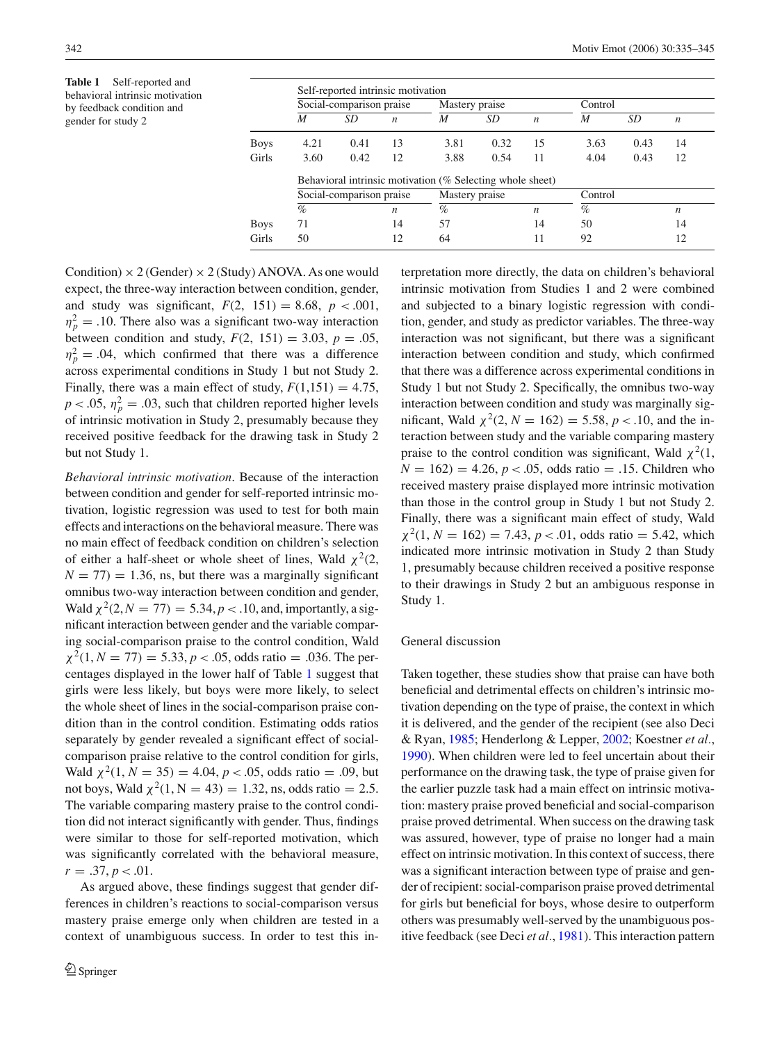**Table 1** Self-reported and behavioral intrinsic motivation by feedback condition and gender for study 2

| | Self-reported intrinsic motivation | | | | | | | | |
|---|---|---|---|---|---|---|---|---|---|
| | Social-comparison praise | | | Mastery praise | | | Control | | |
| | *M* | *SD* | *n* | *M* | *SD* | *n* | *M* | *SD* | *n* |
| Boys | 4.21 | 0.41 | 13 | 3.81 | 0.32 | 15 | 3.63 | 0.43 | 14 |
| Girls | 3.60 | 0.42 | 12 | 3.88 | 0.54 | 11 | 4.04 | 0.43 | 12 |
| | Behavioral intrinsic motivation (% Selecting whole sheet) | | | | | | | | |
| | Social-comparison praise | | | Mastery praise | | | Control | | |
| | % | | *n* | % | | *n* | % | | *n* |
| Boys | 71 | | 14 | 57 | | 14 | 50 | | 14 |
| Girls | 50 | | 12 | 64 | | 11 | 92 | | 12 |

Condition) × 2 (Gender) × 2 (Study) ANOVA. As one would expect, the three-way interaction between condition, gender, and study was significant, $F(2,\ 151) = 8.68$, $p < .001$, $\eta_p^2 = .10$. There also was a significant two-way interaction between condition and study, $F(2,\ 151) = 3.03$, $p = .05$, $\eta_p^2 = .04$, which confirmed that there was a difference across experimental conditions in Study 1 but not Study 2. Finally, there was a main effect of study, $F(1{,}151) = 4.75$, $p < .05$, $\eta_p^2 = .03$, such that children reported higher levels of intrinsic motivation in Study 2, presumably because they received positive feedback for the drawing task in Study 2 but not Study 1.

*Behavioral intrinsic motivation*. Because of the interaction between condition and gender for self-reported intrinsic motivation, logistic regression was used to test for both main effects and interactions on the behavioral measure. There was no main effect of feedback condition on children's selection of either a half-sheet or whole sheet of lines, Wald $\chi^2(2, N = 77) = 1.36$, ns, but there was a marginally significant omnibus two-way interaction between condition and gender, Wald $\chi^2(2, N = 77) = 5.34, p < .10$, and, importantly, a significant interaction between gender and the variable comparing social-comparison praise to the control condition, Wald $\chi^2(1, N = 77) = 5.33$, $p < .05$, odds ratio = .036. The percentages displayed in the lower half of Table 1 suggest that girls were less likely, but boys were more likely, to select the whole sheet of lines in the social-comparison praise condition than in the control condition. Estimating odds ratios separately by gender revealed a significant effect of social-comparison praise relative to the control condition for girls, Wald $\chi^2(1, N = 35) = 4.04$, $p < .05$, odds ratio = .09, but not boys, Wald $\chi^2(1, \mathrm{N} = 43) = 1.32$, ns, odds ratio = 2.5. The variable comparing mastery praise to the control condition did not interact significantly with gender. Thus, findings were similar to those for self-reported motivation, which was significantly correlated with the behavioral measure, $r = .37, p < .01$.

As argued above, these findings suggest that gender differences in children's reactions to social-comparison versus mastery praise emerge only when children are tested in a context of unambiguous success. In order to test this interpretation more directly, the data on children's behavioral intrinsic motivation from Studies 1 and 2 were combined and subjected to a binary logistic regression with condition, gender, and study as predictor variables. The three-way interaction was not significant, but there was a significant interaction between condition and study, which confirmed that there was a difference across experimental conditions in Study 1 but not Study 2. Specifically, the omnibus two-way interaction between condition and study was marginally significant, Wald $\chi^2(2, N = 162) = 5.58$, $p < .10$, and the interaction between study and the variable comparing mastery praise to the control condition was significant, Wald $\chi^2(1, N = 162) = 4.26$, $p < .05$, odds ratio = .15. Children who received mastery praise displayed more intrinsic motivation than those in the control group in Study 1 but not Study 2. Finally, there was a significant main effect of study, Wald $\chi^2(1, N = 162) = 7.43$, $p < .01$, odds ratio = 5.42, which indicated more intrinsic motivation in Study 2 than Study 1, presumably because children received a positive response to their drawings in Study 2 but an ambiguous response in Study 1.

## General discussion

Taken together, these studies show that praise can have both beneficial and detrimental effects on children's intrinsic motivation depending on the type of praise, the context in which it is delivered, and the gender of the recipient (see also Deci & Ryan, 1985; Henderlong & Lepper, 2002; Koestner *et al*., 1990). When children were led to feel uncertain about their performance on the drawing task, the type of praise given for the earlier puzzle task had a main effect on intrinsic motivation: mastery praise proved beneficial and social-comparison praise proved detrimental. When success on the drawing task was assured, however, type of praise no longer had a main effect on intrinsic motivation. In this context of success, there was a significant interaction between type of praise and gender of recipient: social-comparison praise proved detrimental for girls but beneficial for boys, whose desire to outperform others was presumably well-served by the unambiguous positive feedback (see Deci *et al*., 1981). This interaction pattern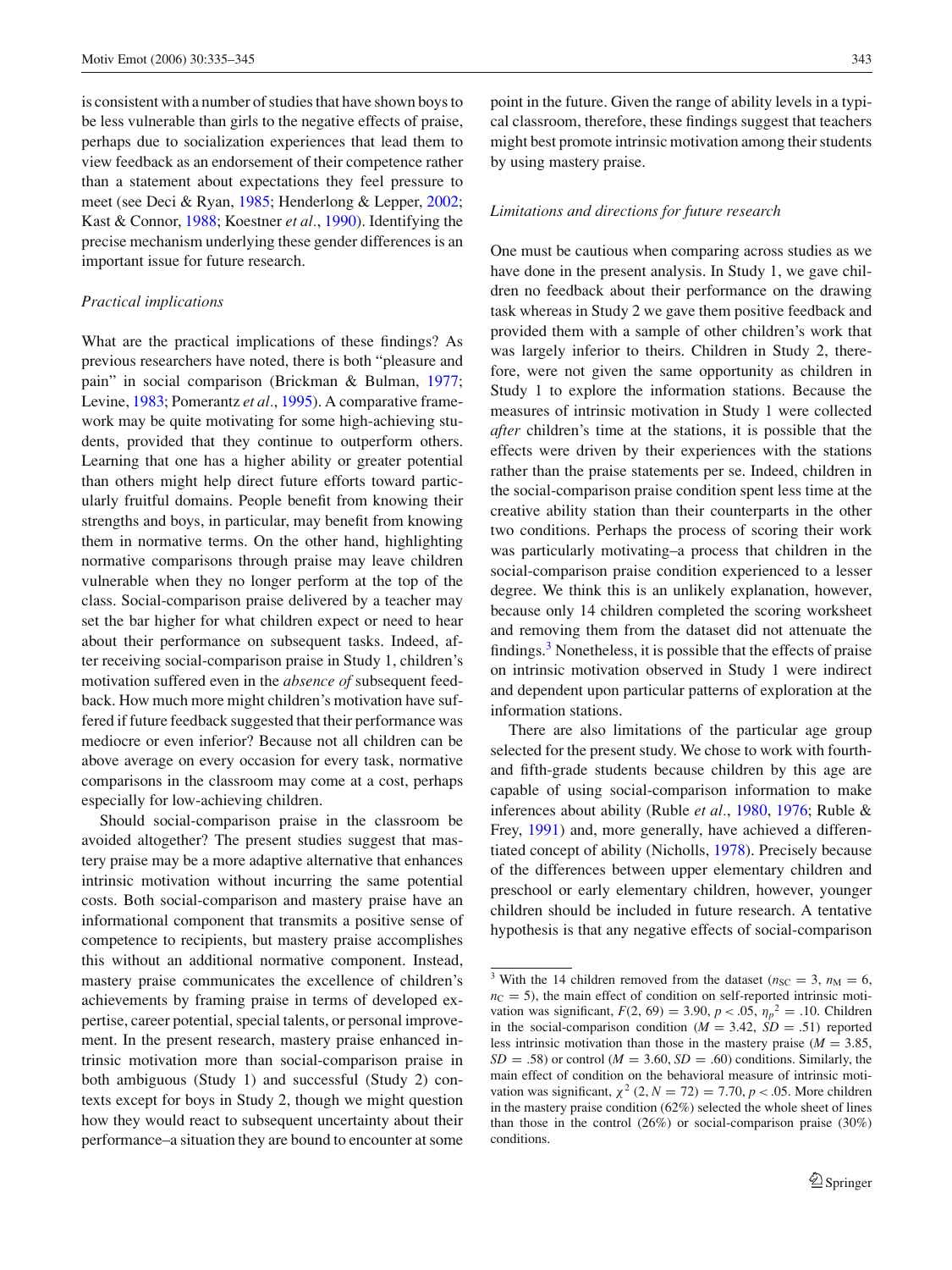is consistent with a number of studies that have shown boys to be less vulnerable than girls to the negative effects of praise, perhaps due to socialization experiences that lead them to view feedback as an endorsement of their competence rather than a statement about expectations they feel pressure to meet (see Deci & Ryan, 1985; Henderlong & Lepper, 2002; Kast & Connor, 1988; Koestner *et al.*, 1990). Identifying the precise mechanism underlying these gender differences is an important issue for future research.

### *Practical implications*

What are the practical implications of these findings? As previous researchers have noted, there is both "pleasure and pain" in social comparison (Brickman & Bulman, 1977; Levine, 1983; Pomerantz *et al.*, 1995). A comparative framework may be quite motivating for some high-achieving students, provided that they continue to outperform others. Learning that one has a higher ability or greater potential than others might help direct future efforts toward particularly fruitful domains. People benefit from knowing their strengths and boys, in particular, may benefit from knowing them in normative terms. On the other hand, highlighting normative comparisons through praise may leave children vulnerable when they no longer perform at the top of the class. Social-comparison praise delivered by a teacher may set the bar higher for what children expect or need to hear about their performance on subsequent tasks. Indeed, after receiving social-comparison praise in Study 1, children's motivation suffered even in the *absence of* subsequent feedback. How much more might children's motivation have suffered if future feedback suggested that their performance was mediocre or even inferior? Because not all children can be above average on every occasion for every task, normative comparisons in the classroom may come at a cost, perhaps especially for low-achieving children.

Should social-comparison praise in the classroom be avoided altogether? The present studies suggest that mastery praise may be a more adaptive alternative that enhances intrinsic motivation without incurring the same potential costs. Both social-comparison and mastery praise have an informational component that transmits a positive sense of competence to recipients, but mastery praise accomplishes this without an additional normative component. Instead, mastery praise communicates the excellence of children's achievements by framing praise in terms of developed expertise, career potential, special talents, or personal improvement. In the present research, mastery praise enhanced intrinsic motivation more than social-comparison praise in both ambiguous (Study 1) and successful (Study 2) contexts except for boys in Study 2, though we might question how they would react to subsequent uncertainty about their performance–a situation they are bound to encounter at some point in the future. Given the range of ability levels in a typical classroom, therefore, these findings suggest that teachers might best promote intrinsic motivation among their students by using mastery praise.

### *Limitations and directions for future research*

One must be cautious when comparing across studies as we have done in the present analysis. In Study 1, we gave children no feedback about their performance on the drawing task whereas in Study 2 we gave them positive feedback and provided them with a sample of other children's work that was largely inferior to theirs. Children in Study 2, therefore, were not given the same opportunity as children in Study 1 to explore the information stations. Because the measures of intrinsic motivation in Study 1 were collected *after* children's time at the stations, it is possible that the effects were driven by their experiences with the stations rather than the praise statements per se. Indeed, children in the social-comparison praise condition spent less time at the creative ability station than their counterparts in the other two conditions. Perhaps the process of scoring their work was particularly motivating–a process that children in the social-comparison praise condition experienced to a lesser degree. We think this is an unlikely explanation, however, because only 14 children completed the scoring worksheet and removing them from the dataset did not attenuate the findings.[3] Nonetheless, it is possible that the effects of praise on intrinsic motivation observed in Study 1 were indirect and dependent upon particular patterns of exploration at the information stations.

There are also limitations of the particular age group selected for the present study. We chose to work with fourth- and fifth-grade students because children by this age are capable of using social-comparison information to make inferences about ability (Ruble *et al.*, 1980, 1976; Ruble & Frey, 1991) and, more generally, have achieved a differentiated concept of ability (Nicholls, 1978). Precisely because of the differences between upper elementary children and preschool or early elementary children, however, younger children should be included in future research. A tentative hypothesis is that any negative effects of social-comparison

---

[3] With the 14 children removed from the dataset ($n_{SC} = 3$, $n_M = 6$, $n_C = 5$), the main effect of condition on self-reported intrinsic motivation was significant, $F(2, 69) = 3.90$, $p < .05$, $\eta_p^2 = .10$. Children in the social-comparison condition ($M = 3.42$, $SD = .51$) reported less intrinsic motivation than those in the mastery praise ($M = 3.85$, $SD = .58$) or control ($M = 3.60$, $SD = .60$) conditions. Similarly, the main effect of condition on the behavioral measure of intrinsic motivation was significant, $\chi^2\,(2, N = 72) = 7.70$, $p < .05$. More children in the mastery praise condition (62%) selected the whole sheet of lines than those in the control (26%) or social-comparison praise (30%) conditions.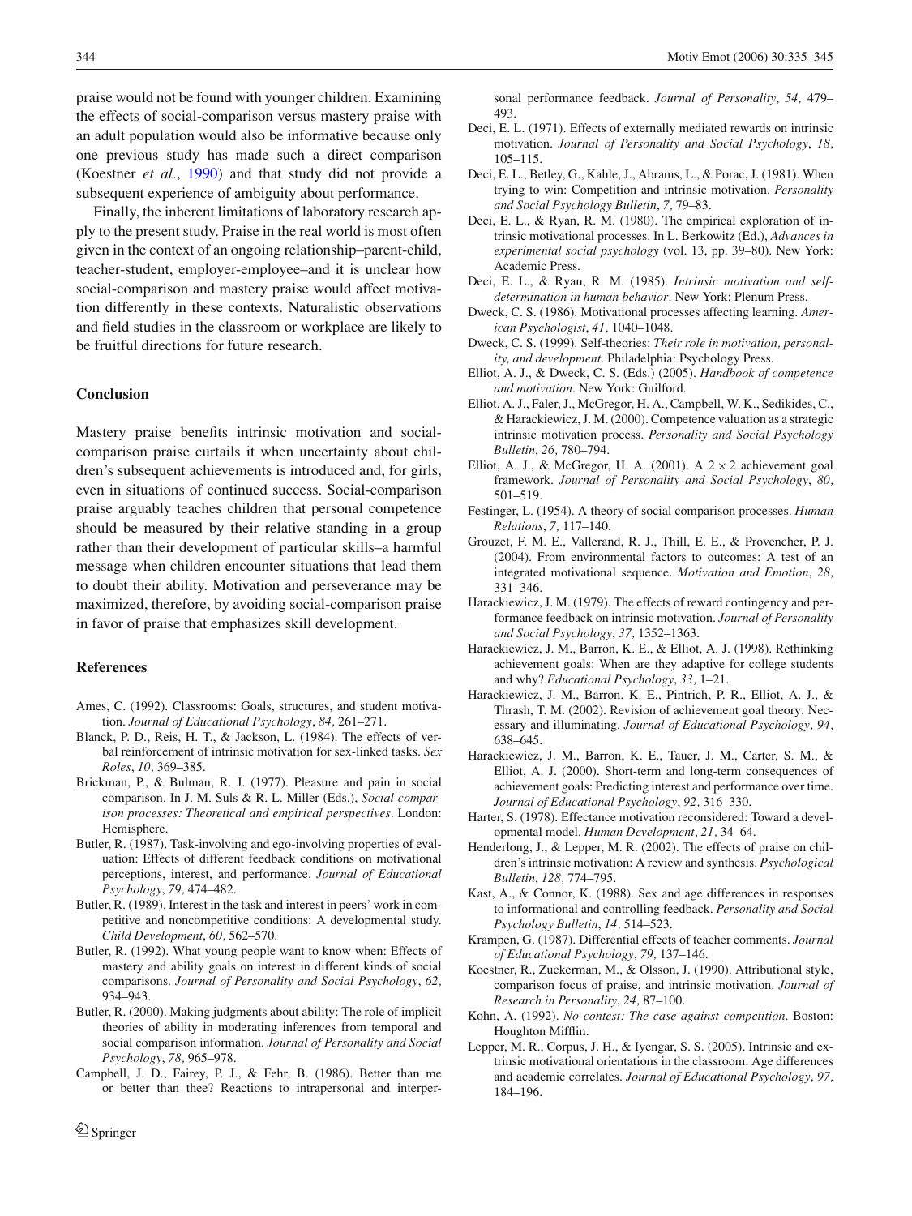praise would not be found with younger children. Examining the effects of social-comparison versus mastery praise with an adult population would also be informative because only one previous study has made such a direct comparison (Koestner *et al*., 1990) and that study did not provide a subsequent experience of ambiguity about performance.

Finally, the inherent limitations of laboratory research apply to the present study. Praise in the real world is most often given in the context of an ongoing relationship–parent-child, teacher-student, employer-employee–and it is unclear how social-comparison and mastery praise would affect motivation differently in these contexts. Naturalistic observations and field studies in the classroom or workplace are likely to be fruitful directions for future research.

## Conclusion

Mastery praise benefits intrinsic motivation and social-comparison praise curtails it when uncertainty about children's subsequent achievements is introduced and, for girls, even in situations of continued success. Social-comparison praise arguably teaches children that personal competence should be measured by their relative standing in a group rather than their development of particular skills–a harmful message when children encounter situations that lead them to doubt their ability. Motivation and perseverance may be maximized, therefore, by avoiding social-comparison praise in favor of praise that emphasizes skill development.

## References

Ames, C. (1992). Classrooms: Goals, structures, and student motivation. *Journal of Educational Psychology*, *84,* 261–271.

Blanck, P. D., Reis, H. T., & Jackson, L. (1984). The effects of verbal reinforcement of intrinsic motivation for sex-linked tasks. *Sex Roles*, *10,* 369–385.

Brickman, P., & Bulman, R. J. (1977). Pleasure and pain in social comparison. In J. M. Suls & R. L. Miller (Eds.), *Social comparison processes: Theoretical and empirical perspectives*. London: Hemisphere.

Butler, R. (1987). Task-involving and ego-involving properties of evaluation: Effects of different feedback conditions on motivational perceptions, interest, and performance. *Journal of Educational Psychology*, *79,* 474–482.

Butler, R. (1989). Interest in the task and interest in peers' work in competitive and noncompetitive conditions: A developmental study. *Child Development*, *60,* 562–570.

Butler, R. (1992). What young people want to know when: Effects of mastery and ability goals on interest in different kinds of social comparisons. *Journal of Personality and Social Psychology*, *62,* 934–943.

Butler, R. (2000). Making judgments about ability: The role of implicit theories of ability in moderating inferences from temporal and social comparison information. *Journal of Personality and Social Psychology*, *78,* 965–978.

Campbell, J. D., Fairey, P. J., & Fehr, B. (1986). Better than me or better than thee? Reactions to intrapersonal and interpersonal performance feedback. *Journal of Personality*, *54,* 479–493.

Deci, E. L. (1971). Effects of externally mediated rewards on intrinsic motivation. *Journal of Personality and Social Psychology*, *18,* 105–115.

Deci, E. L., Betley, G., Kahle, J., Abrams, L., & Porac, J. (1981). When trying to win: Competition and intrinsic motivation. *Personality and Social Psychology Bulletin*, *7,* 79–83.

Deci, E. L., & Ryan, R. M. (1980). The empirical exploration of intrinsic motivational processes. In L. Berkowitz (Ed.), *Advances in experimental social psychology* (vol. 13, pp. 39–80). New York: Academic Press.

Deci, E. L., & Ryan, R. M. (1985). *Intrinsic motivation and self-determination in human behavior*. New York: Plenum Press.

Dweck, C. S. (1986). Motivational processes affecting learning. *American Psychologist*, *41,* 1040–1048.

Dweck, C. S. (1999). Self-theories: *Their role in motivation, personality, and development*. Philadelphia: Psychology Press.

Elliot, A. J., & Dweck, C. S. (Eds.) (2005). *Handbook of competence and motivation*. New York: Guilford.

Elliot, A. J., Faler, J., McGregor, H. A., Campbell, W. K., Sedikides, C., & Harackiewicz, J. M. (2000). Competence valuation as a strategic intrinsic motivation process. *Personality and Social Psychology Bulletin*, *26,* 780–794.

Elliot, A. J., & McGregor, H. A. (2001). A $2 \times 2$ achievement goal framework. *Journal of Personality and Social Psychology*, *80,* 501–519.

Festinger, L. (1954). A theory of social comparison processes. *Human Relations*, *7,* 117–140.

Grouzet, F. M. E., Vallerand, R. J., Thill, E. E., & Provencher, P. J. (2004). From environmental factors to outcomes: A test of an integrated motivational sequence. *Motivation and Emotion*, *28,* 331–346.

Harackiewicz, J. M. (1979). The effects of reward contingency and performance feedback on intrinsic motivation. *Journal of Personality and Social Psychology*, *37,* 1352–1363.

Harackiewicz, J. M., Barron, K. E., & Elliot, A. J. (1998). Rethinking achievement goals: When are they adaptive for college students and why? *Educational Psychology*, *33,* 1–21.

Harackiewicz, J. M., Barron, K. E., Pintrich, P. R., Elliot, A. J., & Thrash, T. M. (2002). Revision of achievement goal theory: Necessary and illuminating. *Journal of Educational Psychology*, *94,* 638–645.

Harackiewicz, J. M., Barron, K. E., Tauer, J. M., Carter, S. M., & Elliot, A. J. (2000). Short-term and long-term consequences of achievement goals: Predicting interest and performance over time. *Journal of Educational Psychology*, *92,* 316–330.

Harter, S. (1978). Effectance motivation reconsidered: Toward a developmental model. *Human Development*, *21,* 34–64.

Henderlong, J., & Lepper, M. R. (2002). The effects of praise on children's intrinsic motivation: A review and synthesis. *Psychological Bulletin*, *128,* 774–795.

Kast, A., & Connor, K. (1988). Sex and age differences in responses to informational and controlling feedback. *Personality and Social Psychology Bulletin*, *14,* 514–523.

Krampen, G. (1987). Differential effects of teacher comments. *Journal of Educational Psychology*, *79,* 137–146.

Koestner, R., Zuckerman, M., & Olsson, J. (1990). Attributional style, comparison focus of praise, and intrinsic motivation. *Journal of Research in Personality*, *24,* 87–100.

Kohn, A. (1992). *No contest: The case against competition*. Boston: Houghton Mifflin.

Lepper, M. R., Corpus, J. H., & Iyengar, S. S. (2005). Intrinsic and extrinsic motivational orientations in the classroom: Age differences and academic correlates. *Journal of Educational Psychology*, *97,* 184–196.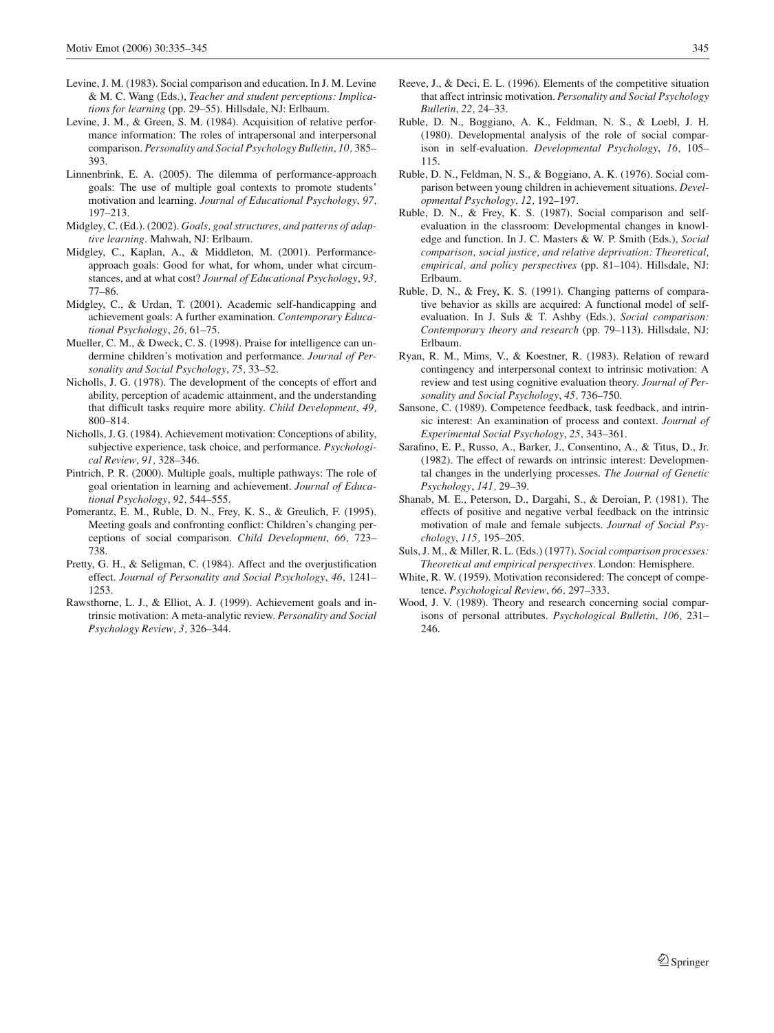Levine, J. M. (1983). Social comparison and education. In J. M. Levine & M. C. Wang (Eds.), *Teacher and student perceptions: Implications for learning* (pp. 29–55). Hillsdale, NJ: Erlbaum.

Levine, J. M., & Green, S. M. (1984). Acquisition of relative performance information: The roles of intrapersonal and interpersonal comparison. *Personality and Social Psychology Bulletin*, *10,* 385–393.

Linnenbrink, E. A. (2005). The dilemma of performance-approach goals: The use of multiple goal contexts to promote students' motivation and learning. *Journal of Educational Psychology*, *97,* 197–213.

Midgley, C. (Ed.). (2002). *Goals, goal structures, and patterns of adaptive learning*. Mahwah, NJ: Erlbaum.

Midgley, C., Kaplan, A., & Middleton, M. (2001). Performance-approach goals: Good for what, for whom, under what circumstances, and at what cost? *Journal of Educational Psychology*, *93,* 77–86.

Midgley, C., & Urdan, T. (2001). Academic self-handicapping and achievement goals: A further examination. *Contemporary Educational Psychology*, *26,* 61–75.

Mueller, C. M., & Dweck, C. S. (1998). Praise for intelligence can undermine children's motivation and performance. *Journal of Personality and Social Psychology*, *75,* 33–52.

Nicholls, J. G. (1978). The development of the concepts of effort and ability, perception of academic attainment, and the understanding that difficult tasks require more ability. *Child Development*, *49,* 800–814.

Nicholls, J. G. (1984). Achievement motivation: Conceptions of ability, subjective experience, task choice, and performance. *Psychological Review*, *91,* 328–346.

Pintrich, P. R. (2000). Multiple goals, multiple pathways: The role of goal orientation in learning and achievement. *Journal of Educational Psychology*, *92,* 544–555.

Pomerantz, E. M., Ruble, D. N., Frey, K. S., & Greulich, F. (1995). Meeting goals and confronting conflict: Children's changing perceptions of social comparison. *Child Development*, *66,* 723–738.

Pretty, G. H., & Seligman, C. (1984). Affect and the overjustification effect. *Journal of Personality and Social Psychology*, *46,* 1241–1253.

Rawsthorne, L. J., & Elliot, A. J. (1999). Achievement goals and intrinsic motivation: A meta-analytic review. *Personality and Social Psychology Review*, *3,* 326–344.

Reeve, J., & Deci, E. L. (1996). Elements of the competitive situation that affect intrinsic motivation. *Personality and Social Psychology Bulletin*, *22,* 24–33.

Ruble, D. N., Boggiano, A. K., Feldman, N. S., & Loebl, J. H. (1980). Developmental analysis of the role of social comparison in self-evaluation. *Developmental Psychology*, *16,* 105–115.

Ruble, D. N., Feldman, N. S., & Boggiano, A. K. (1976). Social comparison between young children in achievement situations. *Developmental Psychology*, *12,* 192–197.

Ruble, D. N., & Frey, K. S. (1987). Social comparison and self-evaluation in the classroom: Developmental changes in knowledge and function. In J. C. Masters & W. P. Smith (Eds.), *Social comparison, social justice, and relative deprivation: Theoretical, empirical, and policy perspectives* (pp. 81–104). Hillsdale, NJ: Erlbaum.

Ruble, D. N., & Frey, K. S. (1991). Changing patterns of comparative behavior as skills are acquired: A functional model of self-evaluation. In J. Suls & T. Ashby (Eds.), *Social comparison: Contemporary theory and research* (pp. 79–113). Hillsdale, NJ: Erlbaum.

Ryan, R. M., Mims, V., & Koestner, R. (1983). Relation of reward contingency and interpersonal context to intrinsic motivation: A review and test using cognitive evaluation theory. *Journal of Personality and Social Psychology*, *45,* 736–750.

Sansone, C. (1989). Competence feedback, task feedback, and intrinsic interest: An examination of process and context. *Journal of Experimental Social Psychology*, *25,* 343–361.

Sarafino, E. P., Russo, A., Barker, J., Consentino, A., & Titus, D., Jr. (1982). The effect of rewards on intrinsic interest: Developmental changes in the underlying processes. *The Journal of Genetic Psychology*, *141,* 29–39.

Shanab, M. E., Peterson, D., Dargahi, S., & Deroian, P. (1981). The effects of positive and negative verbal feedback on the intrinsic motivation of male and female subjects. *Journal of Social Psychology*, *115,* 195–205.

Suls, J. M., & Miller, R. L. (Eds.) (1977). *Social comparison processes: Theoretical and empirical perspectives*. London: Hemisphere.

White, R. W. (1959). Motivation reconsidered: The concept of competence. *Psychological Review*, *66,* 297–333.

Wood, J. V. (1989). Theory and research concerning social comparisons of personal attributes. *Psychological Bulletin*, *106,* 231–246.